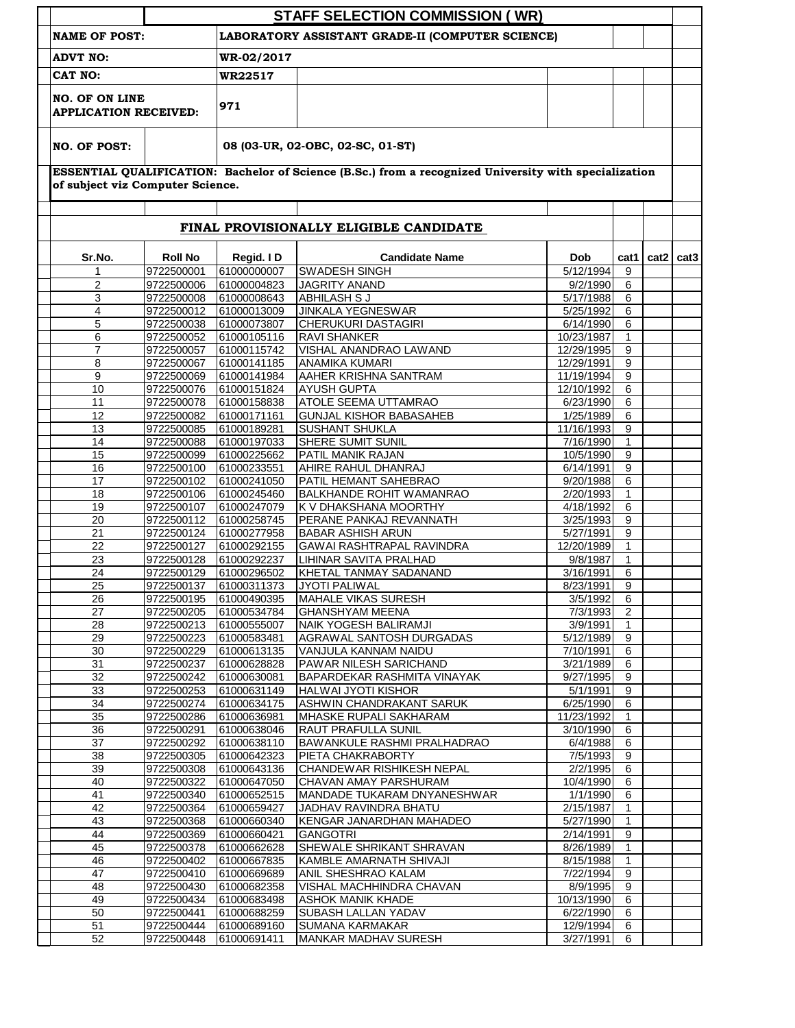# STAFF SELECTION COMMISSION ( WR)

**NAME OF POST:** LABORATORY ASSISTANT GRADE-II (COMPUTER SCIENCE)

**ADVT NO:** WR-02/2017

**CAT NO:** WR22517

**NO. OF ON LINE APPLICATION RECEIVED:** 971

**NO. OF POST:** 08 (03-UR, 02-OBC, 02-SC, 01-ST)

**ESSENTIAL QUALIFICATION: Bachelor of Science (B.Sc.) from a recognized University with specialization of subject viz Computer Science.**

## FINAL PROVISIONALLY ELIGIBLE CANDIDATE

| Sr.No. | Roll No | Regid. I D | Candidate Name | Dob | cat1 | cat2 | cat3 |
|---|---|---|---|---|---|---|---|
| 1 | 9722500001 | 61000000007 | SWADESH SINGH | 5/12/1994 | 9 | | |
| 2 | 9722500006 | 61000004823 | JAGRITY ANAND | 9/2/1990 | 6 | | |
| 3 | 9722500008 | 61000008643 | ABHILASH S J | 5/17/1988 | 6 | | |
| 4 | 9722500012 | 61000013009 | JINKALA YEGNESWAR | 5/25/1992 | 6 | | |
| 5 | 9722500038 | 61000073807 | CHERUKURI DASTAGIRI | 6/14/1990 | 6 | | |
| 6 | 9722500052 | 61000105116 | RAVI SHANKER | 10/23/1987 | 1 | | |
| 7 | 9722500057 | 61000115742 | VISHAL ANANDRAO LAWAND | 12/29/1995 | 9 | | |
| 8 | 9722500067 | 61000141185 | ANAMIKA KUMARI | 12/29/1991 | 9 | | |
| 9 | 9722500069 | 61000141984 | AAHER KRISHNA SANTRAM | 11/19/1994 | 9 | | |
| 10 | 9722500076 | 61000151824 | AYUSH GUPTA | 12/10/1992 | 6 | | |
| 11 | 9722500078 | 61000158838 | ATOLE SEEMA UTTAMRAO | 6/23/1990 | 6 | | |
| 12 | 9722500082 | 61000171161 | GUNJAL KISHOR BABASAHEB | 1/25/1989 | 6 | | |
| 13 | 9722500085 | 61000189281 | SUSHANT SHUKLA | 11/16/1993 | 9 | | |
| 14 | 9722500088 | 61000197033 | SHERE SUMIT SUNIL | 7/16/1990 | 1 | | |
| 15 | 9722500099 | 61000225662 | PATIL MANIK RAJAN | 10/5/1990 | 9 | | |
| 16 | 9722500100 | 61000233551 | AHIRE RAHUL DHANRAJ | 6/14/1991 | 9 | | |
| 17 | 9722500102 | 61000241050 | PATIL HEMANT SAHEBRAO | 9/20/1988 | 6 | | |
| 18 | 9722500106 | 61000245460 | BALKHANDE ROHIT WAMANRAO | 2/20/1993 | 1 | | |
| 19 | 9722500107 | 61000247079 | K V DHAKSHANA MOORTHY | 4/18/1992 | 6 | | |
| 20 | 9722500112 | 61000258745 | PERANE PANKAJ REVANNATH | 3/25/1993 | 9 | | |
| 21 | 9722500124 | 61000277958 | BABAR ASHISH ARUN | 5/27/1991 | 9 | | |
| 22 | 9722500127 | 61000292155 | GAWAI RASHTRAPAL RAVINDRA | 12/20/1989 | 1 | | |
| 23 | 9722500128 | 61000292237 | LIHINAR SAVITA PRALHAD | 9/8/1987 | 1 | | |
| 24 | 9722500129 | 61000296502 | KHETAL TANMAY SADANAND | 3/16/1991 | 6 | | |
| 25 | 9722500137 | 61000311373 | JYOTI PALIWAL | 8/23/1991 | 9 | | |
| 26 | 9722500195 | 61000490395 | MAHALE VIKAS SURESH | 3/5/1992 | 6 | | |
| 27 | 9722500205 | 61000534784 | GHANSHYAM MEENA | 7/3/1993 | 2 | | |
| 28 | 9722500213 | 61000555007 | NAIK YOGESH BALIRAMJI | 3/9/1991 | 1 | | |
| 29 | 9722500223 | 61000583481 | AGRAWAL SANTOSH DURGADAS | 5/12/1989 | 9 | | |
| 30 | 9722500229 | 61000613135 | VANJULA KANNAM NAIDU | 7/10/1991 | 6 | | |
| 31 | 9722500237 | 61000628828 | PAWAR NILESH SARICHAND | 3/21/1989 | 6 | | |
| 32 | 9722500242 | 61000630081 | BAPARDEKAR RASHMITA VINAYAK | 9/27/1995 | 9 | | |
| 33 | 9722500253 | 61000631149 | HALWAI JYOTI KISHOR | 5/1/1991 | 9 | | |
| 34 | 9722500274 | 61000634175 | ASHWIN CHANDRAKANT SARUK | 6/25/1990 | 6 | | |
| 35 | 9722500286 | 61000636981 | MHASKE RUPALI SAKHARAM | 11/23/1992 | 1 | | |
| 36 | 9722500291 | 61000638046 | RAUT PRAFULLA SUNIL | 3/10/1990 | 6 | | |
| 37 | 9722500292 | 61000638110 | BAWANKULE RASHMI PRALHADRAO | 6/4/1988 | 6 | | |
| 38 | 9722500305 | 61000642323 | PIETA CHAKRABORTY | 7/5/1993 | 9 | | |
| 39 | 9722500308 | 61000643136 | CHANDEWAR RISHIKESH NEPAL | 2/2/1995 | 6 | | |
| 40 | 9722500322 | 61000647050 | CHAVAN AMAY PARSHURAM | 10/4/1990 | 6 | | |
| 41 | 9722500340 | 61000652515 | MANDADE TUKARAM DNYANESHWAR | 1/1/1990 | 6 | | |
| 42 | 9722500364 | 61000659427 | JADHAV RAVINDRA BHATU | 2/15/1987 | 1 | | |
| 43 | 9722500368 | 61000660340 | KENGAR JANARDHAN MAHADEO | 5/27/1990 | 1 | | |
| 44 | 9722500369 | 61000660421 | GANGOTRI | 2/14/1991 | 9 | | |
| 45 | 9722500378 | 61000662628 | SHEWALE SHRIKANT SHRAVAN | 8/26/1989 | 1 | | |
| 46 | 9722500402 | 61000667835 | KAMBLE AMARNATH SHIVAJI | 8/15/1988 | 1 | | |
| 47 | 9722500410 | 61000669689 | ANIL SHESHRAO KALAM | 7/22/1994 | 9 | | |
| 48 | 9722500430 | 61000682358 | VISHAL MACHHINDRA CHAVAN | 8/9/1995 | 9 | | |
| 49 | 9722500434 | 61000683498 | ASHOK MANIK KHADE | 10/13/1990 | 6 | | |
| 50 | 9722500441 | 61000688259 | SUBASH LALLAN YADAV | 6/22/1990 | 6 | | |
| 51 | 9722500444 | 61000689160 | SUMANA KARMAKAR | 12/9/1994 | 6 | | |
| 52 | 9722500448 | 61000691411 | MANKAR MADHAV SURESH | 3/27/1991 | 6 | | |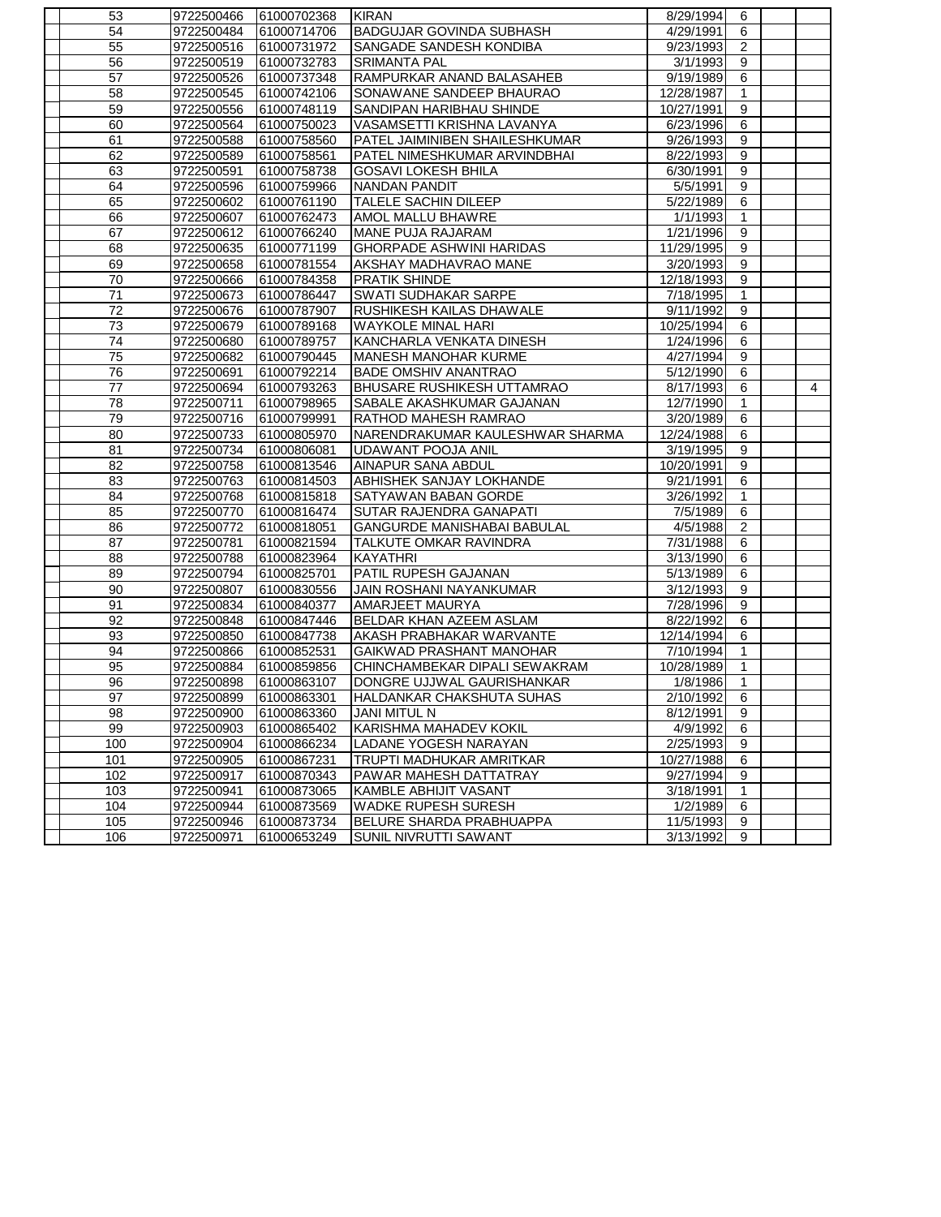| | | | | | | | | |
|---|---|---|---|---|---|---|---|---|
| | 53 | 9722500466 | 61000702368 | KIRAN | 8/29/1994 | 6 | | |
| | 54 | 9722500484 | 61000714706 | BADGUJAR GOVINDA SUBHASH | 4/29/1991 | 6 | | |
| | 55 | 9722500516 | 61000731972 | SANGADE SANDESH KONDIBA | 9/23/1993 | 2 | | |
| | 56 | 9722500519 | 61000732783 | SRIMANTA PAL | 3/1/1993 | 9 | | |
| | 57 | 9722500526 | 61000737348 | RAMPURKAR ANAND BALASAHEB | 9/19/1989 | 6 | | |
| | 58 | 9722500545 | 61000742106 | SONAWANE SANDEEP BHAURAO | 12/28/1987 | 1 | | |
| | 59 | 9722500556 | 61000748119 | SANDIPAN HARIBHAU SHINDE | 10/27/1991 | 9 | | |
| | 60 | 9722500564 | 61000750023 | VASAMSETTI KRISHNA LAVANYA | 6/23/1996 | 6 | | |
| | 61 | 9722500588 | 61000758560 | PATEL JAIMINIBEN SHAILESHKUMAR | 9/26/1993 | 9 | | |
| | 62 | 9722500589 | 61000758561 | PATEL NIMESHKUMAR ARVINDBHAI | 8/22/1993 | 9 | | |
| | 63 | 9722500591 | 61000758738 | GOSAVI LOKESH BHILA | 6/30/1991 | 9 | | |
| | 64 | 9722500596 | 61000759966 | NANDAN PANDIT | 5/5/1991 | 9 | | |
| | 65 | 9722500602 | 61000761190 | TALELE SACHIN DILEEP | 5/22/1989 | 6 | | |
| | 66 | 9722500607 | 61000762473 | AMOL MALLU BHAWRE | 1/1/1993 | 1 | | |
| | 67 | 9722500612 | 61000766240 | MANE PUJA RAJARAM | 1/21/1996 | 9 | | |
| | 68 | 9722500635 | 61000771199 | GHORPADE ASHWINI HARIDAS | 11/29/1995 | 9 | | |
| | 69 | 9722500658 | 61000781554 | AKSHAY MADHAVRAO MANE | 3/20/1993 | 9 | | |
| | 70 | 9722500666 | 61000784358 | PRATIK SHINDE | 12/18/1993 | 9 | | |
| | 71 | 9722500673 | 61000786447 | SWATI SUDHAKAR SARPE | 7/18/1995 | 1 | | |
| | 72 | 9722500676 | 61000787907 | RUSHIKESH KAILAS DHAWALE | 9/11/1992 | 9 | | |
| | 73 | 9722500679 | 61000789168 | WAYKOLE MINAL HARI | 10/25/1994 | 6 | | |
| | 74 | 9722500680 | 61000789757 | KANCHARLA VENKATA DINESH | 1/24/1996 | 6 | | |
| | 75 | 9722500682 | 61000790445 | MANESH MANOHAR KURME | 4/27/1994 | 9 | | |
| | 76 | 9722500691 | 61000792214 | BADE OMSHIV ANANTRAO | 5/12/1990 | 6 | | |
| | 77 | 9722500694 | 61000793263 | BHUSARE RUSHIKESH UTTAMRAO | 8/17/1993 | 6 | | 4 |
| | 78 | 9722500711 | 61000798965 | SABALE AKASHKUMAR GAJANAN | 12/7/1990 | 1 | | |
| | 79 | 9722500716 | 61000799991 | RATHOD MAHESH RAMRAO | 3/20/1989 | 6 | | |
| | 80 | 9722500733 | 61000805970 | NARENDRAKUMAR KAULESHWAR SHARMA | 12/24/1988 | 6 | | |
| | 81 | 9722500734 | 61000806081 | UDAWANT POOJA ANIL | 3/19/1995 | 9 | | |
| | 82 | 9722500758 | 61000813546 | AINAPUR SANA ABDUL | 10/20/1991 | 9 | | |
| | 83 | 9722500763 | 61000814503 | ABHISHEK SANJAY LOKHANDE | 9/21/1991 | 6 | | |
| | 84 | 9722500768 | 61000815818 | SATYAWAN BABAN GORDE | 3/26/1992 | 1 | | |
| | 85 | 9722500770 | 61000816474 | SUTAR RAJENDRA GANAPATI | 7/5/1989 | 6 | | |
| | 86 | 9722500772 | 61000818051 | GANGURDE MANISHABAI BABULAL | 4/5/1988 | 2 | | |
| | 87 | 9722500781 | 61000821594 | TALKUTE OMKAR RAVINDRA | 7/31/1988 | 6 | | |
| | 88 | 9722500788 | 61000823964 | KAYATHRI | 3/13/1990 | 6 | | |
| | 89 | 9722500794 | 61000825701 | PATIL RUPESH GAJANAN | 5/13/1989 | 6 | | |
| | 90 | 9722500807 | 61000830556 | JAIN ROSHANI NAYANKUMAR | 3/12/1993 | 9 | | |
| | 91 | 9722500834 | 61000840377 | AMARJEET MAURYA | 7/28/1996 | 9 | | |
| | 92 | 9722500848 | 61000847446 | BELDAR KHAN AZEEM ASLAM | 8/22/1992 | 6 | | |
| | 93 | 9722500850 | 61000847738 | AKASH PRABHAKAR WARVANTE | 12/14/1994 | 6 | | |
| | 94 | 9722500866 | 61000852531 | GAIKWAD PRASHANT MANOHAR | 7/10/1994 | 1 | | |
| | 95 | 9722500884 | 61000859856 | CHINCHAMBEKAR DIPALI SEWAKRAM | 10/28/1989 | 1 | | |
| | 96 | 9722500898 | 61000863107 | DONGRE UJJWAL GAURISHANKAR | 1/8/1986 | 1 | | |
| | 97 | 9722500899 | 61000863301 | HALDANKAR CHAKSHUTA SUHAS | 2/10/1992 | 6 | | |
| | 98 | 9722500900 | 61000863360 | JANI MITUL N | 8/12/1991 | 9 | | |
| | 99 | 9722500903 | 61000865402 | KARISHMA MAHADEV KOKIL | 4/9/1992 | 6 | | |
| | 100 | 9722500904 | 61000866234 | LADANE YOGESH NARAYAN | 2/25/1993 | 9 | | |
| | 101 | 9722500905 | 61000867231 | TRUPTI MADHUKAR AMRITKAR | 10/27/1988 | 6 | | |
| | 102 | 9722500917 | 61000870343 | PAWAR MAHESH DATTATRAY | 9/27/1994 | 9 | | |
| | 103 | 9722500941 | 61000873065 | KAMBLE ABHIJIT VASANT | 3/18/1991 | 1 | | |
| | 104 | 9722500944 | 61000873569 | WADKE RUPESH SURESH | 1/2/1989 | 6 | | |
| | 105 | 9722500946 | 61000873734 | BELURE SHARDA PRABHUAPPA | 11/5/1993 | 9 | | |
| | 106 | 9722500971 | 61000653249 | SUNIL NIVRUTTI SAWANT | 3/13/1992 | 9 | | |